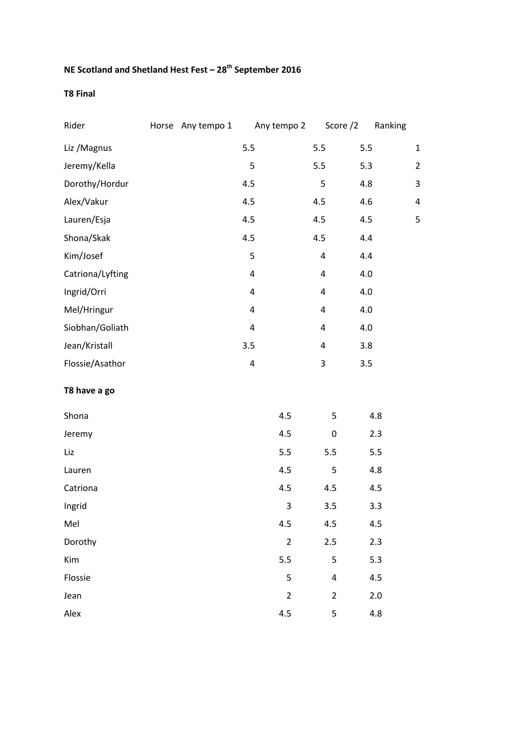**NE Scotland and Shetland Hest Fest – 28th September 2016**

**T8 Final**

| Rider | Horse | Any tempo 1 | Any tempo 2 | Score /2 | Ranking |
|---|---|---|---|---|---|
| Liz /Magnus | | 5.5 | 5.5 | 5.5 | 1 |
| Jeremy/Kella | | 5 | 5.5 | 5.3 | 2 |
| Dorothy/Hordur | | 4.5 | 5 | 4.8 | 3 |
| Alex/Vakur | | 4.5 | 4.5 | 4.6 | 4 |
| Lauren/Esja | | 4.5 | 4.5 | 4.5 | 5 |
| Shona/Skak | | 4.5 | 4.5 | 4.4 | |
| Kim/Josef | | 5 | 4 | 4.4 | |
| Catriona/Lyfting | | 4 | 4 | 4.0 | |
| Ingrid/Orri | | 4 | 4 | 4.0 | |
| Mel/Hringur | | 4 | 4 | 4.0 | |
| Siobhan/Goliath | | 4 | 4 | 4.0 | |
| Jean/Kristall | | 3.5 | 4 | 3.8 | |
| Flossie/Asathor | | 4 | 3 | 3.5 | |

**T8 have a go**

| Rider | | | |
|---|---|---|---|
| Shona | 4.5 | 5 | 4.8 |
| Jeremy | 4.5 | 0 | 2.3 |
| Liz | 5.5 | 5.5 | 5.5 |
| Lauren | 4.5 | 5 | 4.8 |
| Catriona | 4.5 | 4.5 | 4.5 |
| Ingrid | 3 | 3.5 | 3.3 |
| Mel | 4.5 | 4.5 | 4.5 |
| Dorothy | 2 | 2.5 | 2.3 |
| Kim | 5.5 | 5 | 5.3 |
| Flossie | 5 | 4 | 4.5 |
| Jean | 2 | 2 | 2.0 |
| Alex | 4.5 | 5 | 4.8 |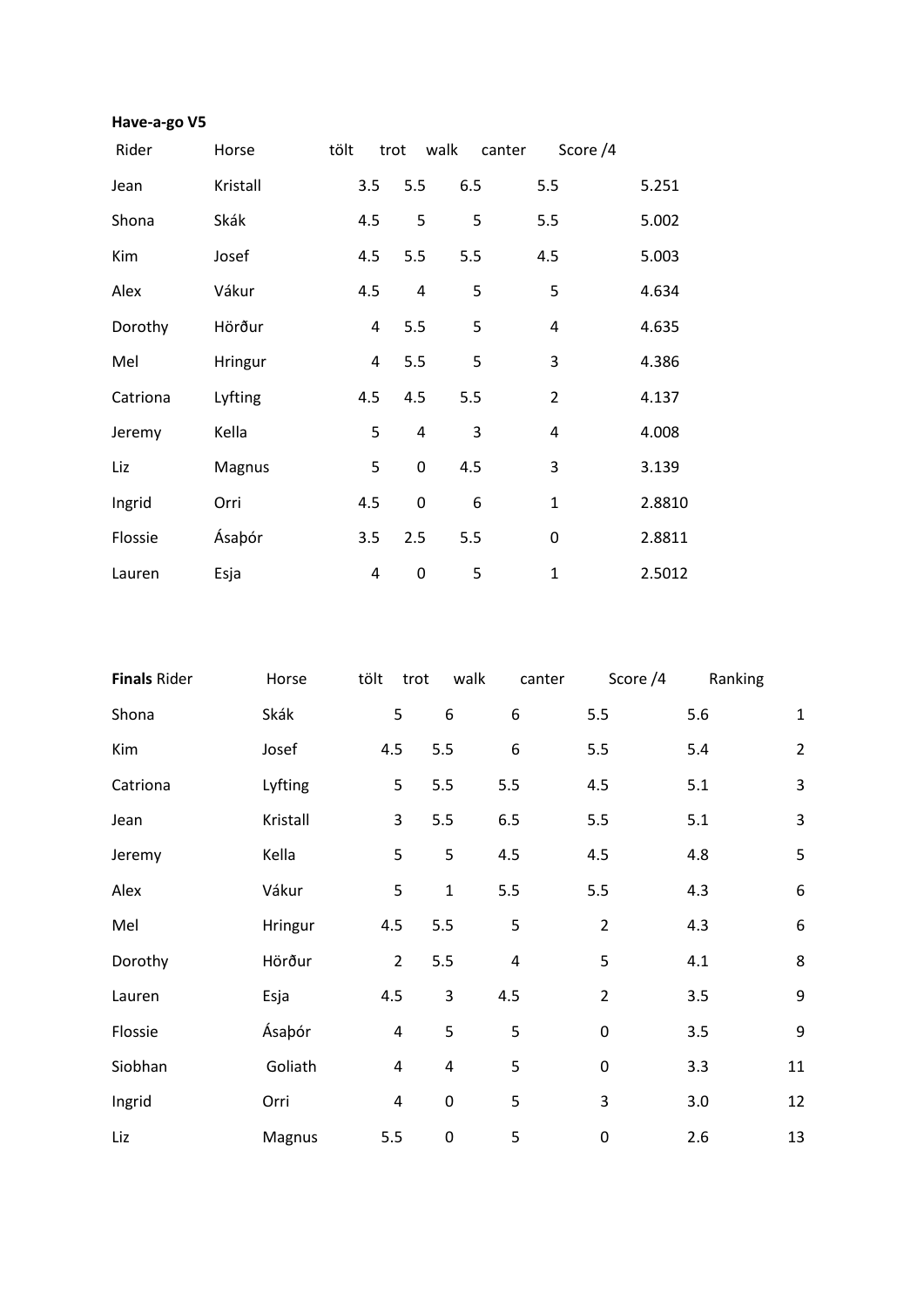**Have-a-go V5**

| Rider | Horse | tölt | trot | walk | canter | Score /4 |
|---|---|---|---|---|---|---|
| Jean | Kristall | 3.5 | 5.5 | 6.5 | 5.5 | 5.251 |
| Shona | Skák | 4.5 | 5 | 5 | 5.5 | 5.002 |
| Kim | Josef | 4.5 | 5.5 | 5.5 | 4.5 | 5.003 |
| Alex | Vákur | 4.5 | 4 | 5 | 5 | 4.634 |
| Dorothy | Hörður | 4 | 5.5 | 5 | 4 | 4.635 |
| Mel | Hringur | 4 | 5.5 | 5 | 3 | 4.386 |
| Catriona | Lyfting | 4.5 | 4.5 | 5.5 | 2 | 4.137 |
| Jeremy | Kella | 5 | 4 | 3 | 4 | 4.008 |
| Liz | Magnus | 5 | 0 | 4.5 | 3 | 3.139 |
| Ingrid | Orri | 4.5 | 0 | 6 | 1 | 2.8810 |
| Flossie | Ásaþór | 3.5 | 2.5 | 5.5 | 0 | 2.8811 |
| Lauren | Esja | 4 | 0 | 5 | 1 | 2.5012 |

| **Finals** Rider | Horse | tölt | trot | walk | canter | Score /4 | Ranking |
|---|---|---|---|---|---|---|---|
| Shona | Skák | 5 | 6 | 6 | 5.5 | 5.6 | 1 |
| Kim | Josef | 4.5 | 5.5 | 6 | 5.5 | 5.4 | 2 |
| Catriona | Lyfting | 5 | 5.5 | 5.5 | 4.5 | 5.1 | 3 |
| Jean | Kristall | 3 | 5.5 | 6.5 | 5.5 | 5.1 | 3 |
| Jeremy | Kella | 5 | 5 | 4.5 | 4.5 | 4.8 | 5 |
| Alex | Vákur | 5 | 1 | 5.5 | 5.5 | 4.3 | 6 |
| Mel | Hringur | 4.5 | 5.5 | 5 | 2 | 4.3 | 6 |
| Dorothy | Hörður | 2 | 5.5 | 4 | 5 | 4.1 | 8 |
| Lauren | Esja | 4.5 | 3 | 4.5 | 2 | 3.5 | 9 |
| Flossie | Ásaþór | 4 | 5 | 5 | 0 | 3.5 | 9 |
| Siobhan | Goliath | 4 | 4 | 5 | 0 | 3.3 | 11 |
| Ingrid | Orri | 4 | 0 | 5 | 3 | 3.0 | 12 |
| Liz | Magnus | 5.5 | 0 | 5 | 0 | 2.6 | 13 |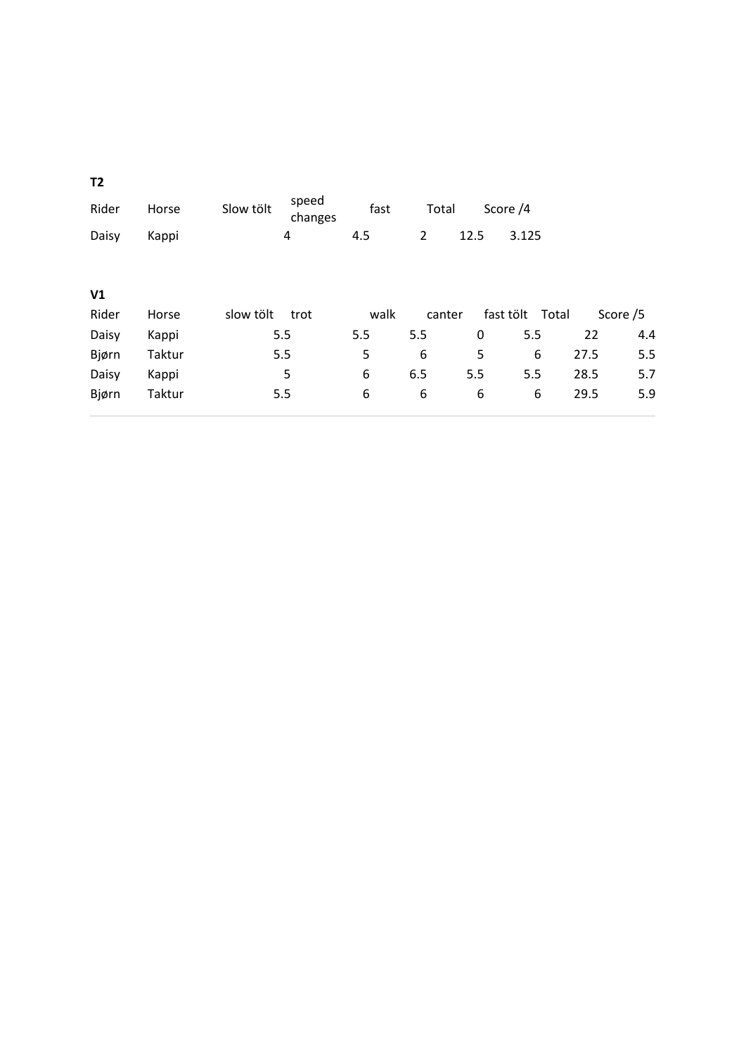**T2**

| Rider | Horse | Slow tölt | speed changes | fast | Total | Score /4 |
|---|---|---|---|---|---|---|
| Daisy | Kappi | 4 | 4.5 | 2 | 12.5 | 3.125 |

**V1**

| Rider | Horse | slow tölt | trot | walk | canter | fast tölt | Total | Score /5 |
|---|---|---|---|---|---|---|---|---|
| Daisy | Kappi | 5.5 | 5.5 | 5.5 | 0 | 5.5 | 22 | 4.4 |
| Bjørn | Taktur | 5.5 | 5 | 6 | 5 | 6 | 27.5 | 5.5 |
| Daisy | Kappi | 5 | 6 | 6.5 | 5.5 | 5.5 | 28.5 | 5.7 |
| Bjørn | Taktur | 5.5 | 6 | 6 | 6 | 6 | 29.5 | 5.9 |